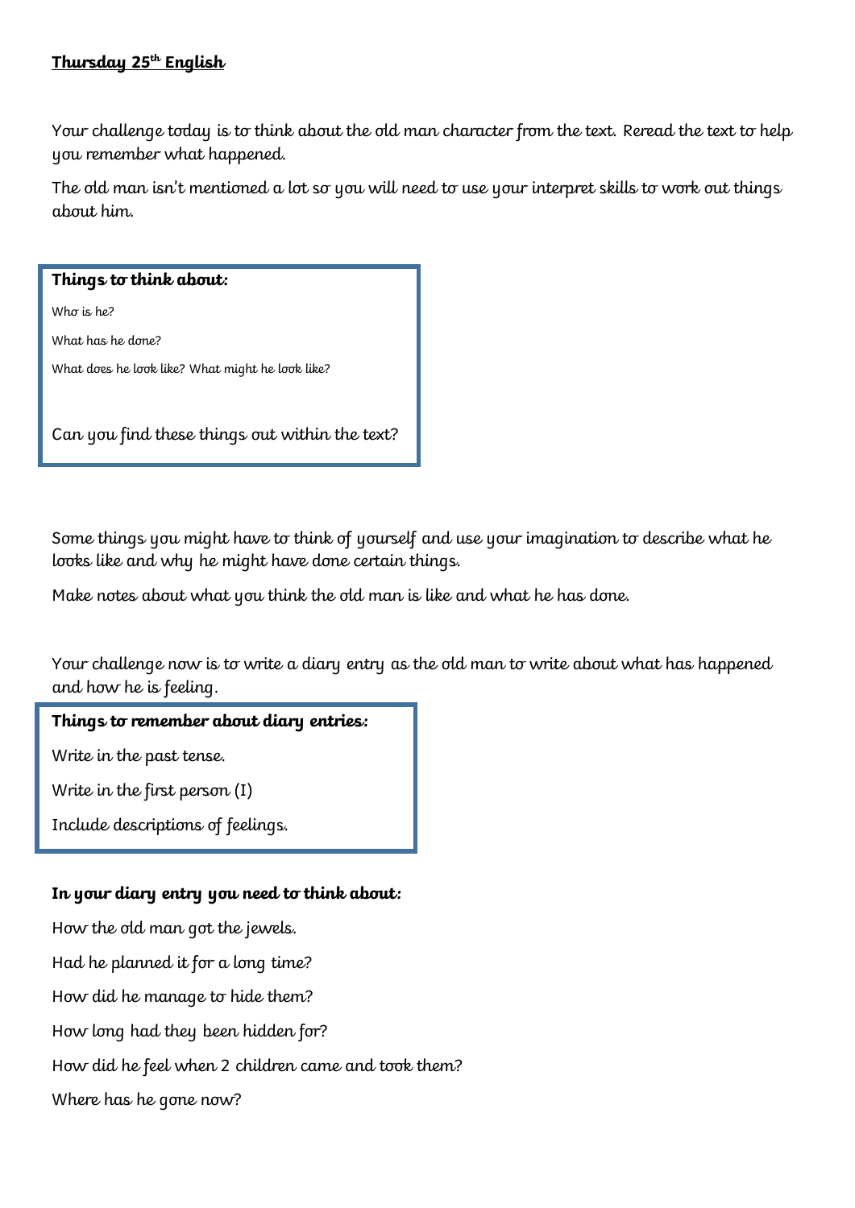**Thursday 25th English**

Your challenge today is to think about the old man character from the text. Reread the text to help you remember what happened.

The old man isn't mentioned a lot so you will need to use your interpret skills to work out things about him.

**Things to think about:**

Who is he?

What has he done?

What does he look like? What might he look like?

Can you find these things out within the text?

Some things you might have to think of yourself and use your imagination to describe what he looks like and why he might have done certain things.

Make notes about what you think the old man is like and what he has done.

Your challenge now is to write a diary entry as the old man to write about what has happened and how he is feeling.

**Things to remember about diary entries:**

Write in the past tense.

Write in the first person (I)

Include descriptions of feelings.

**In your diary entry you need to think about:**

How the old man got the jewels.

Had he planned it for a long time?

How did he manage to hide them?

How long had they been hidden for?

How did he feel when 2 children came and took them?

Where has he gone now?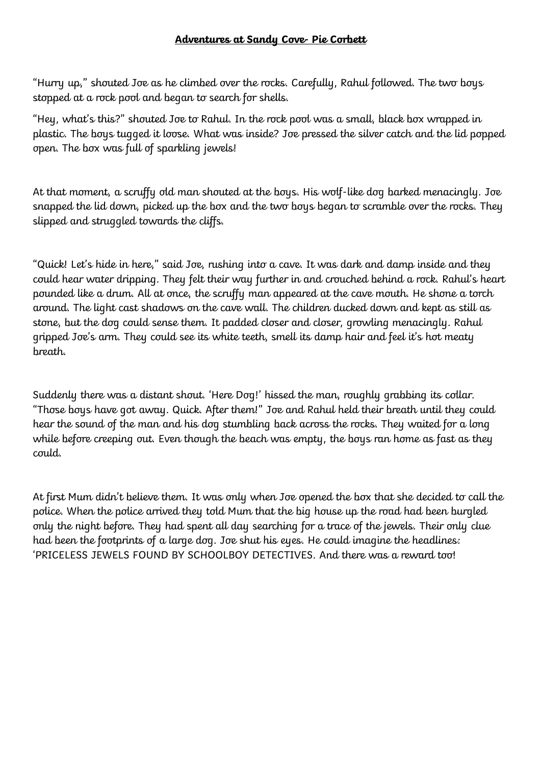**Adventures at Sandy Cove- Pie Corbett**

"Hurry up," shouted Joe as he climbed over the rocks. Carefully, Rahul followed. The two boys stopped at a rock pool and began to search for shells.

"Hey, what's this?" shouted Joe to Rahul. In the rock pool was a small, black box wrapped in plastic. The boys tugged it loose. What was inside? Joe pressed the silver catch and the lid popped open. The box was full of sparkling jewels!

At that moment, a scruffy old man shouted at the boys. His wolf-like dog barked menacingly. Joe snapped the lid down, picked up the box and the two boys began to scramble over the rocks. They slipped and struggled towards the cliffs.

"Quick! Let's hide in here," said Joe, rushing into a cave. It was dark and damp inside and they could hear water dripping. They felt their way further in and crouched behind a rock. Rahul's heart pounded like a drum. All at once, the scruffy man appeared at the cave mouth. He shone a torch around. The light cast shadows on the cave wall. The children ducked down and kept as still as stone, but the dog could sense them. It padded closer and closer, growling menacingly. Rahul gripped Joe's arm. They could see its white teeth, smell its damp hair and feel it's hot meaty breath.

Suddenly there was a distant shout. 'Here Dog!' hissed the man, roughly grabbing its collar. "Those boys have got away. Quick. After them!" Joe and Rahul held their breath until they could hear the sound of the man and his dog stumbling back across the rocks. They waited for a long while before creeping out. Even though the beach was empty, the boys ran home as fast as they could.

At first Mum didn't believe them. It was only when Joe opened the box that she decided to call the police. When the police arrived they told Mum that the big house up the road had been burgled only the night before. They had spent all day searching for a trace of the jewels. Their only clue had been the footprints of a large dog. Joe shut his eyes. He could imagine the headlines: 'PRICELESS JEWELS FOUND BY SCHOOLBOY DETECTIVES. And there was a reward too!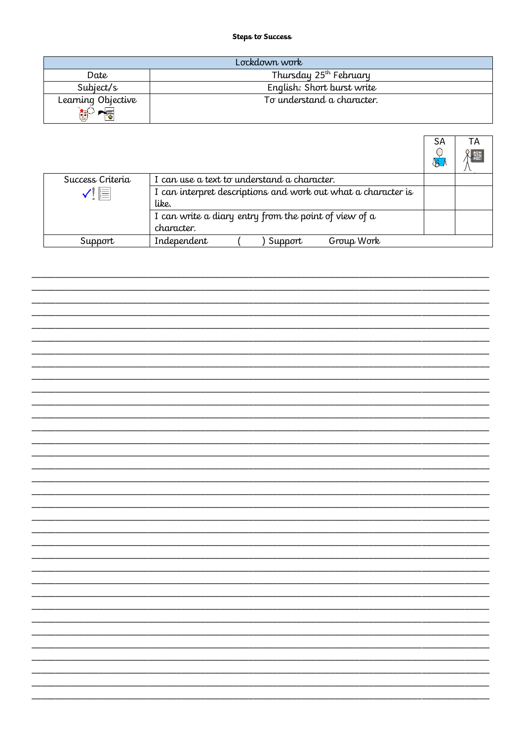**Steps to Success**

| Lockdown work | |
| --- | --- |
| Date | Thursday 25th February |
| Subject/s | English: Short burst write |
| Learning Objective | To understand a character. |

| | | SA | TA |
| --- | --- | --- | --- |
| Success Criteria | I can use a text to understand a character. | | |
| | I can interpret descriptions and work out what a character is like. | | |
| | I can write a diary entry from the point of view of a character. | | |
| Support | Independent ( ) Support Group Work | | |

___________________________________________________________________________

___________________________________________________________________________

___________________________________________________________________________

___________________________________________________________________________

___________________________________________________________________________

___________________________________________________________________________

___________________________________________________________________________

___________________________________________________________________________

___________________________________________________________________________

___________________________________________________________________________

___________________________________________________________________________

___________________________________________________________________________

___________________________________________________________________________

___________________________________________________________________________

___________________________________________________________________________

___________________________________________________________________________

___________________________________________________________________________

___________________________________________________________________________

___________________________________________________________________________

___________________________________________________________________________

___________________________________________________________________________

___________________________________________________________________________

___________________________________________________________________________

___________________________________________________________________________

___________________________________________________________________________

___________________________________________________________________________

___________________________________________________________________________

___________________________________________________________________________

___________________________________________________________________________

___________________________________________________________________________

___________________________________________________________________________

___________________________________________________________________________

___________________________________________________________________________

___________________________________________________________________________